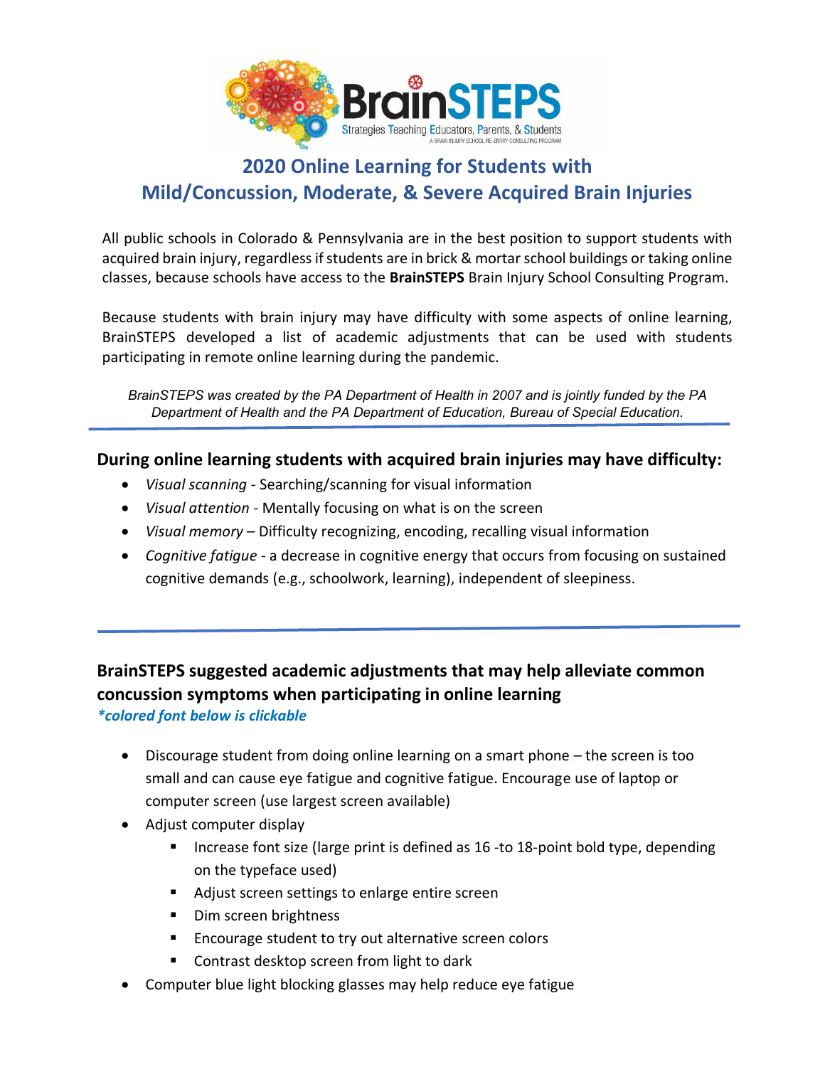BrainSTEPS
Strategies Teaching Educators, Parents, & Students
A BRAIN INJURY SCHOOL RE-ENTRY CONSULTING PROGRAM

# 2020 Online Learning for Students with Mild/Concussion, Moderate, & Severe Acquired Brain Injuries

All public schools in Colorado & Pennsylvania are in the best position to support students with acquired brain injury, regardless if students are in brick & mortar school buildings or taking online classes, because schools have access to the **BrainSTEPS** Brain Injury School Consulting Program.

Because students with brain injury may have difficulty with some aspects of online learning, BrainSTEPS developed a list of academic adjustments that can be used with students participating in remote online learning during the pandemic.

*BrainSTEPS was created by the PA Department of Health in 2007 and is jointly funded by the PA Department of Health and the PA Department of Education, Bureau of Special Education.*

---

## During online learning students with acquired brain injuries may have difficulty:

- *Visual scanning* - Searching/scanning for visual information
- *Visual attention* - Mentally focusing on what is on the screen
- *Visual memory* – Difficulty recognizing, encoding, recalling visual information
- *Cognitive fatigue* - a decrease in cognitive energy that occurs from focusing on sustained cognitive demands (e.g., schoolwork, learning), independent of sleepiness.

---

## BrainSTEPS suggested academic adjustments that may help alleviate common concussion symptoms when participating in online learning

***colored font below is clickable***

- Discourage student from doing online learning on a smart phone – the screen is too small and can cause eye fatigue and cognitive fatigue. Encourage use of laptop or computer screen (use largest screen available)
- Adjust computer display
  - Increase font size (large print is defined as 16 -to 18-point bold type, depending on the typeface used)
  - Adjust screen settings to enlarge entire screen
  - Dim screen brightness
  - Encourage student to try out alternative screen colors
  - Contrast desktop screen from light to dark
- Computer blue light blocking glasses may help reduce eye fatigue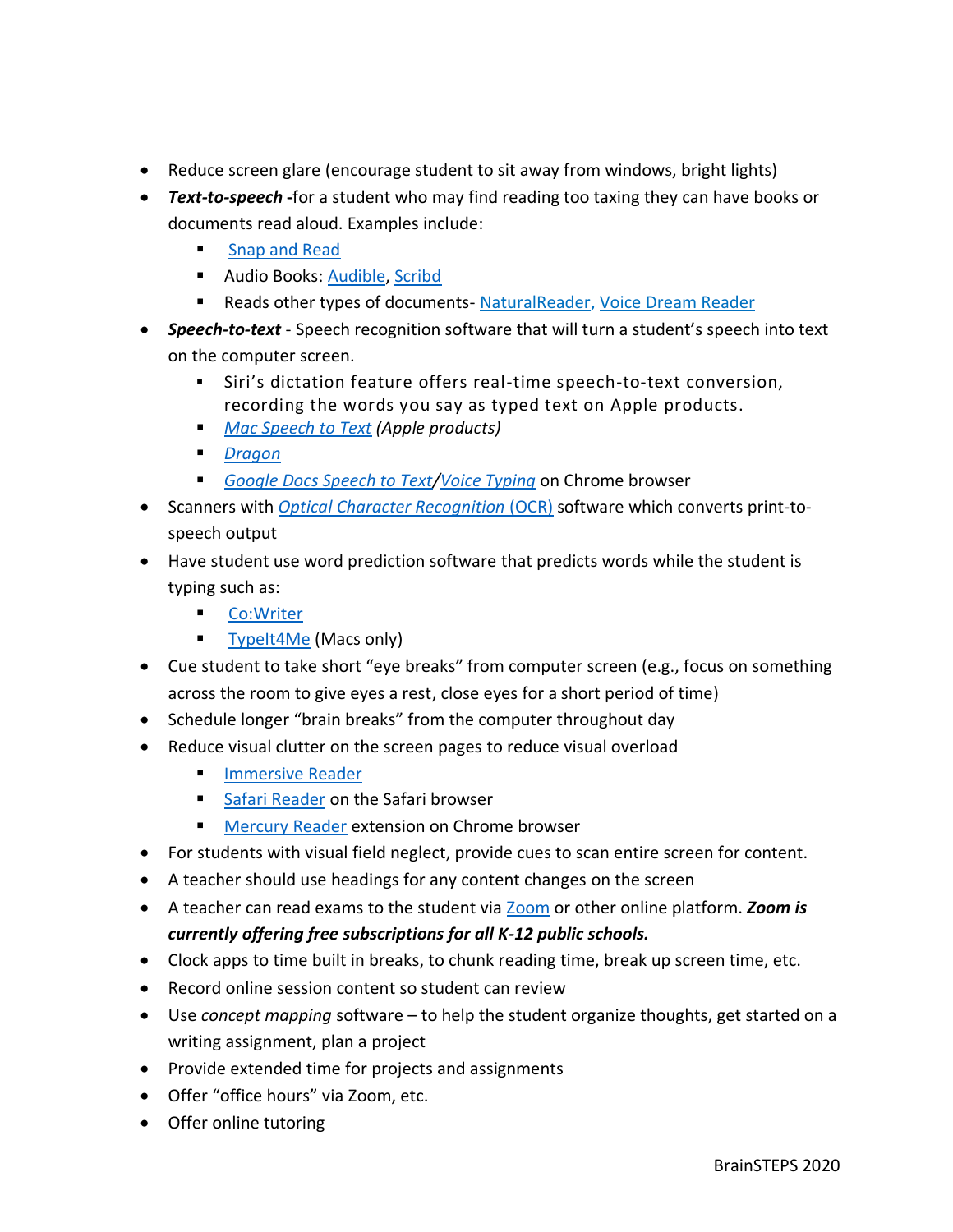- Reduce screen glare (encourage student to sit away from windows, bright lights)
- ***Text-to-speech*** **-**for a student who may find reading too taxing they can have books or documents read aloud. Examples include:
  - Snap and Read
  - Audio Books: Audible, Scribd
  - Reads other types of documents- NaturalReader, Voice Dream Reader
- ***Speech-to-text*** - Speech recognition software that will turn a student's speech into text on the computer screen.
  - Siri's dictation feature offers real-time speech-to-text conversion, recording the words you say as typed text on Apple products.
  - *Mac Speech to Text (Apple products)*
  - *Dragon*
  - *Google Docs Speech to Text*/*Voice Typing* on Chrome browser
- Scanners with *Optical Character Recognition* (OCR) software which converts print-to-speech output
- Have student use word prediction software that predicts words while the student is typing such as:
  - Co:Writer
  - TypeIt4Me (Macs only)
- Cue student to take short "eye breaks" from computer screen (e.g., focus on something across the room to give eyes a rest, close eyes for a short period of time)
- Schedule longer "brain breaks" from the computer throughout day
- Reduce visual clutter on the screen pages to reduce visual overload
  - Immersive Reader
  - Safari Reader on the Safari browser
  - Mercury Reader extension on Chrome browser
- For students with visual field neglect, provide cues to scan entire screen for content.
- A teacher should use headings for any content changes on the screen
- A teacher can read exams to the student via Zoom or other online platform. ***Zoom is currently offering free subscriptions for all K-12 public schools.***
- Clock apps to time built in breaks, to chunk reading time, break up screen time, etc.
- Record online session content so student can review
- Use *concept mapping* software – to help the student organize thoughts, get started on a writing assignment, plan a project
- Provide extended time for projects and assignments
- Offer "office hours" via Zoom, etc.
- Offer online tutoring

BrainSTEPS 2020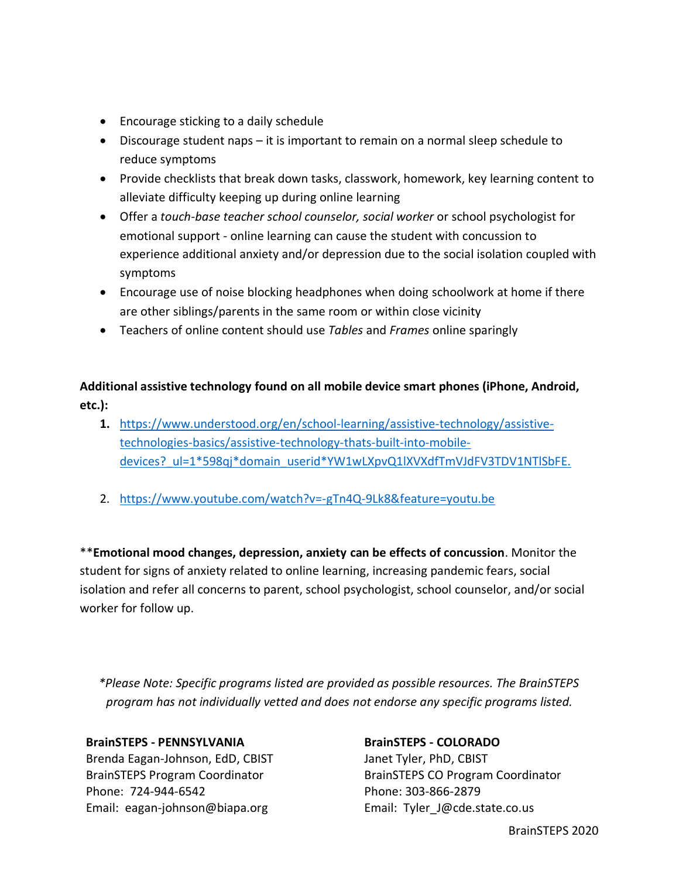- Encourage sticking to a daily schedule
- Discourage student naps – it is important to remain on a normal sleep schedule to reduce symptoms
- Provide checklists that break down tasks, classwork, homework, key learning content to alleviate difficulty keeping up during online learning
- Offer a *touch-base teacher school counselor, social worker* or school psychologist for emotional support - online learning can cause the student with concussion to experience additional anxiety and/or depression due to the social isolation coupled with symptoms
- Encourage use of noise blocking headphones when doing schoolwork at home if there are other siblings/parents in the same room or within close vicinity
- Teachers of online content should use *Tables* and *Frames* online sparingly

**Additional assistive technology found on all mobile device smart phones (iPhone, Android, etc.):**

1. https://www.understood.org/en/school-learning/assistive-technology/assistive-technologies-basics/assistive-technology-thats-built-into-mobile-devices?_ul=1*598qj*domain_userid*YW1wLXpvQ1lXVXdfTmVJdFV3TDV1NTlSbFE.

2. https://www.youtube.com/watch?v=-gTn4Q-9Lk8&feature=youtu.be

**\*\*Emotional mood changes, depression, anxiety can be effects of concussion**. Monitor the student for signs of anxiety related to online learning, increasing pandemic fears, social isolation and refer all concerns to parent, school psychologist, school counselor, and/or social worker for follow up.

*\*Please Note: Specific programs listed are provided as possible resources. The BrainSTEPS program has not individually vetted and does not endorse any specific programs listed.*

**BrainSTEPS - PENNSYLVANIA**
Brenda Eagan-Johnson, EdD, CBIST
BrainSTEPS Program Coordinator
Phone: 724-944-6542
Email: eagan-johnson@biapa.org

**BrainSTEPS - COLORADO**
Janet Tyler, PhD, CBIST
BrainSTEPS CO Program Coordinator
Phone: 303-866-2879
Email: Tyler_J@cde.state.co.us

BrainSTEPS 2020